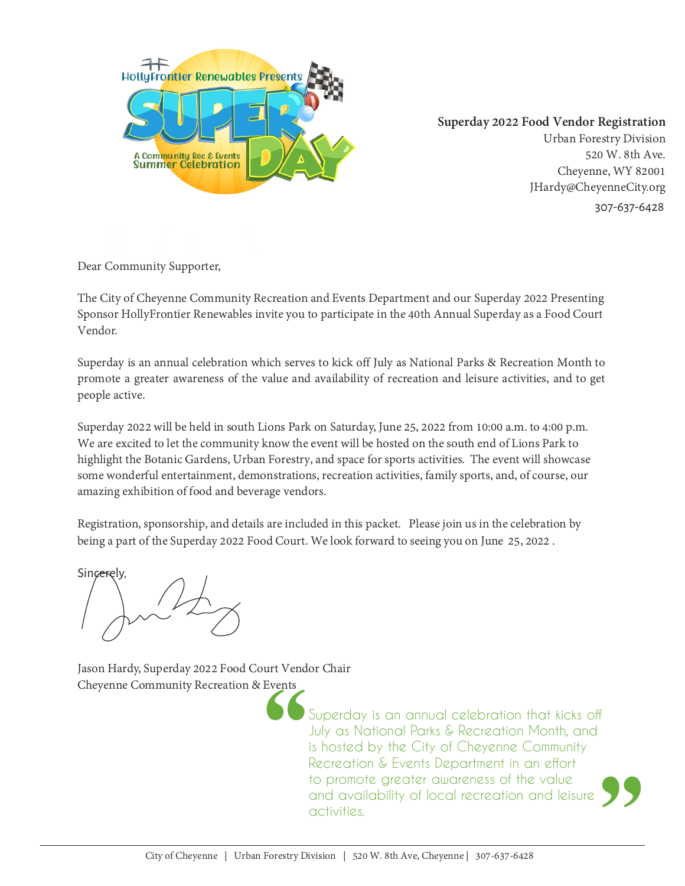**Superday 2022 Food Vendor Registration**
Urban Forestry Division
520 W. 8th Ave.
Cheyenne, WY 82001
JHardy@CheyenneCity.org
307-637-6428

Dear Community Supporter,

The City of Cheyenne Community Recreation and Events Department and our Superday 2022 Presenting Sponsor HollyFrontier Renewables invite you to participate in the 40th Annual Superday as a Food Court Vendor.

Superday is an annual celebration which serves to kick off July as National Parks & Recreation Month to promote a greater awareness of the value and availability of recreation and leisure activities, and to get people active.

Superday 2022 will be held in south Lions Park on Saturday, June 25, 2022 from 10:00 a.m. to 4:00 p.m. We are excited to let the community know the event will be hosted on the south end of Lions Park to highlight the Botanic Gardens, Urban Forestry, and space for sports activities. The event will showcase some wonderful entertainment, demonstrations, recreation activities, family sports, and, of course, our amazing exhibition of food and beverage vendors.

Registration, sponsorship, and details are included in this packet. Please join us in the celebration by being a part of the Superday 2022 Food Court. We look forward to seeing you on June 25, 2022 .

Sincerely,

Jason Hardy, Superday 2022 Food Court Vendor Chair
Cheyenne Community Recreation & Events

> "Superday is an annual celebration that kicks off July as National Parks & Recreation Month, and is hosted by the City of Cheyenne Community Recreation & Events Department in an effort to promote greater awareness of the value and availability of local recreation and leisure activities."

City of Cheyenne | Urban Forestry Division | 520 W. 8th Ave, Cheyenne | 307-637-6428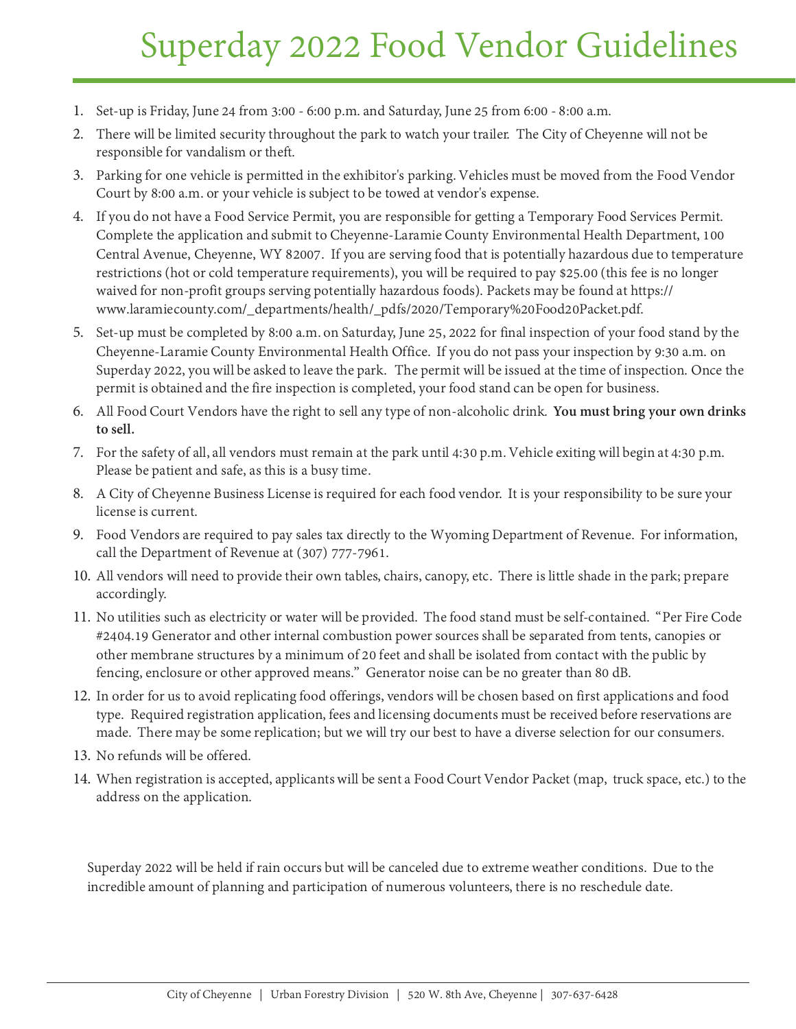# Superday 2022 Food Vendor Guidelines

1. Set-up is Friday, June 24 from 3:00 - 6:00 p.m. and Saturday, June 25 from 6:00 - 8:00 a.m.
2. There will be limited security throughout the park to watch your trailer. The City of Cheyenne will not be responsible for vandalism or theft.
3. Parking for one vehicle is permitted in the exhibitor's parking. Vehicles must be moved from the Food Vendor Court by 8:00 a.m. or your vehicle is subject to be towed at vendor's expense.
4. If you do not have a Food Service Permit, you are responsible for getting a Temporary Food Services Permit. Complete the application and submit to Cheyenne-Laramie County Environmental Health Department, 100 Central Avenue, Cheyenne, WY 82007. If you are serving food that is potentially hazardous due to temperature restrictions (hot or cold temperature requirements), you will be required to pay $25.00 (this fee is no longer waived for non-profit groups serving potentially hazardous foods). Packets may be found at https://www.laramiecounty.com/_departments/health/_pdfs/2020/Temporary%20Food20Packet.pdf.
5. Set-up must be completed by 8:00 a.m. on Saturday, June 25, 2022 for final inspection of your food stand by the Cheyenne-Laramie County Environmental Health Office. If you do not pass your inspection by 9:30 a.m. on Superday 2022, you will be asked to leave the park. The permit will be issued at the time of inspection. Once the permit is obtained and the fire inspection is completed, your food stand can be open for business.
6. All Food Court Vendors have the right to sell any type of non-alcoholic drink. **You must bring your own drinks to sell.**
7. For the safety of all, all vendors must remain at the park until 4:30 p.m. Vehicle exiting will begin at 4:30 p.m. Please be patient and safe, as this is a busy time.
8. A City of Cheyenne Business License is required for each food vendor. It is your responsibility to be sure your license is current.
9. Food Vendors are required to pay sales tax directly to the Wyoming Department of Revenue. For information, call the Department of Revenue at (307) 777-7961.
10. All vendors will need to provide their own tables, chairs, canopy, etc. There is little shade in the park; prepare accordingly.
11. No utilities such as electricity or water will be provided. The food stand must be self-contained. "Per Fire Code #2404.19 Generator and other internal combustion power sources shall be separated from tents, canopies or other membrane structures by a minimum of 20 feet and shall be isolated from contact with the public by fencing, enclosure or other approved means." Generator noise can be no greater than 80 dB.
12. In order for us to avoid replicating food offerings, vendors will be chosen based on first applications and food type. Required registration application, fees and licensing documents must be received before reservations are made. There may be some replication; but we will try our best to have a diverse selection for our consumers.
13. No refunds will be offered.
14. When registration is accepted, applicants will be sent a Food Court Vendor Packet (map, truck space, etc.) to the address on the application.

Superday 2022 will be held if rain occurs but will be canceled due to extreme weather conditions. Due to the incredible amount of planning and participation of numerous volunteers, there is no reschedule date.

City of Cheyenne | Urban Forestry Division | 520 W. 8th Ave, Cheyenne | 307-637-6428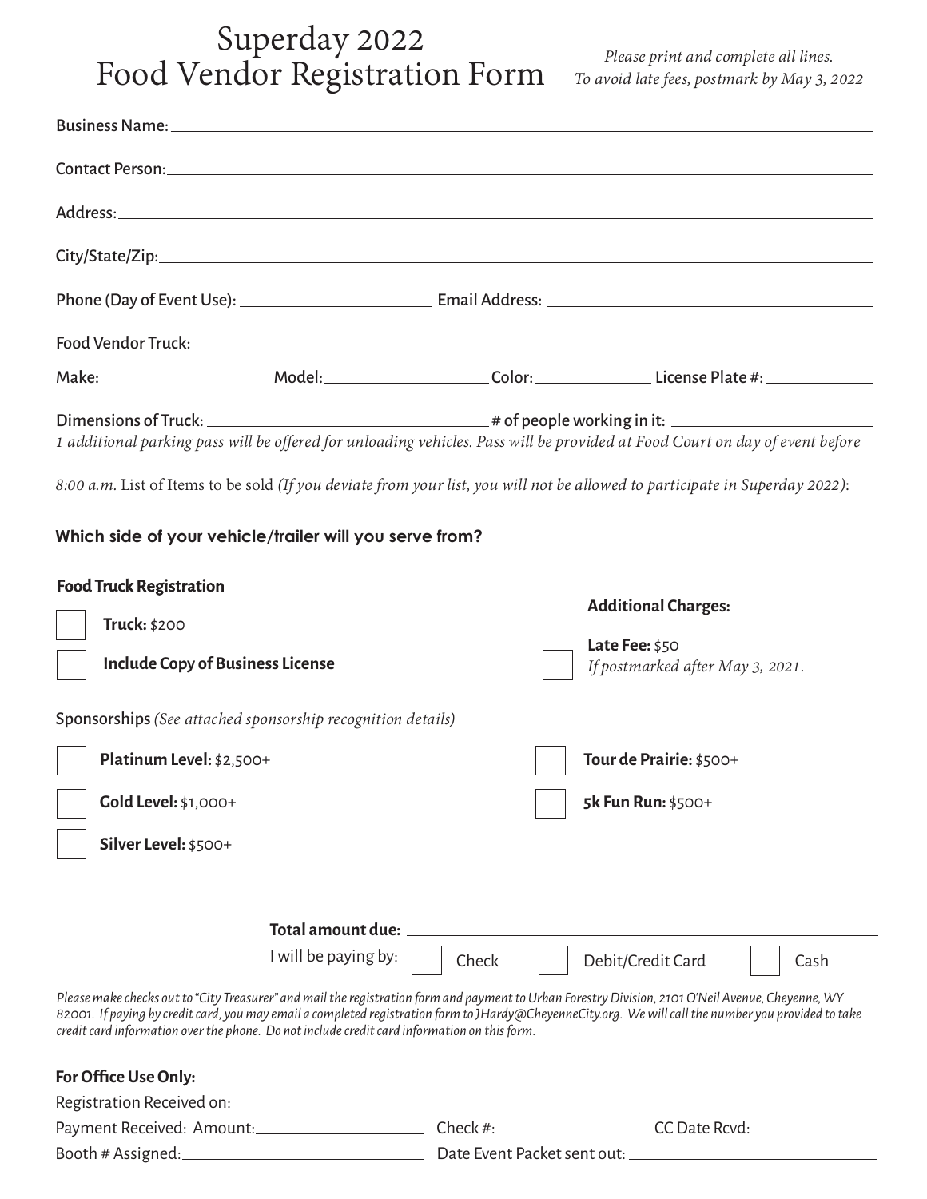# Superday 2022
# Food Vendor Registration Form

*Please print and complete all lines.*
*To avoid late fees, postmark by May 3, 2022*

Business Name: ______________________________

Contact Person: ______________________________

Address: ______________________________

City/State/Zip: ______________________________

Phone (Day of Event Use): ______________ Email Address: ______________

Food Vendor Truck:

Make: __________ Model: __________ Color: __________ License Plate #: __________

Dimensions of Truck: ______________ # of people working in it: ______________

*1 additional parking pass will be offered for unloading vehicles. Pass will be provided at Food Court on day of event before 8:00 a.m.* List of Items to be sold *(If you deviate from your list, you will not be allowed to participate in Superday 2022)*:

**Which side of your vehicle/trailer will you serve from?**

**Food Truck Registration**

- ☐ **Truck:** $200
- ☐ **Include Copy of Business License**

**Additional Charges:**

- ☐ **Late Fee:** $50 *If postmarked after May 3, 2021.*

Sponsorships *(See attached sponsorship recognition details)*

- ☐ **Platinum Level:** $2,500+
- ☐ **Gold Level:** $1,000+
- ☐ **Silver Level:** $500+
- ☐ **Tour de Prairie:** $500+
- ☐ **5k Fun Run:** $500+

**Total amount due:** ______________

I will be paying by: ☐ Check ☐ Debit/Credit Card ☐ Cash

*Please make checks out to "City Treasurer" and mail the registration form and payment to Urban Forestry Division, 2101 O'Neil Avenue, Cheyenne, WY 82001. If paying by credit card, you may email a completed registration form to JHardy@CheyenneCity.org. We will call the number you provided to take credit card information over the phone. Do not include credit card information on this form.*

---

**For Office Use Only:**

Registration Received on: ______________

Payment Received: Amount: ______________ Check #: ______________ CC Date Rcvd: ______________

Booth # Assigned: ______________ Date Event Packet sent out: ______________